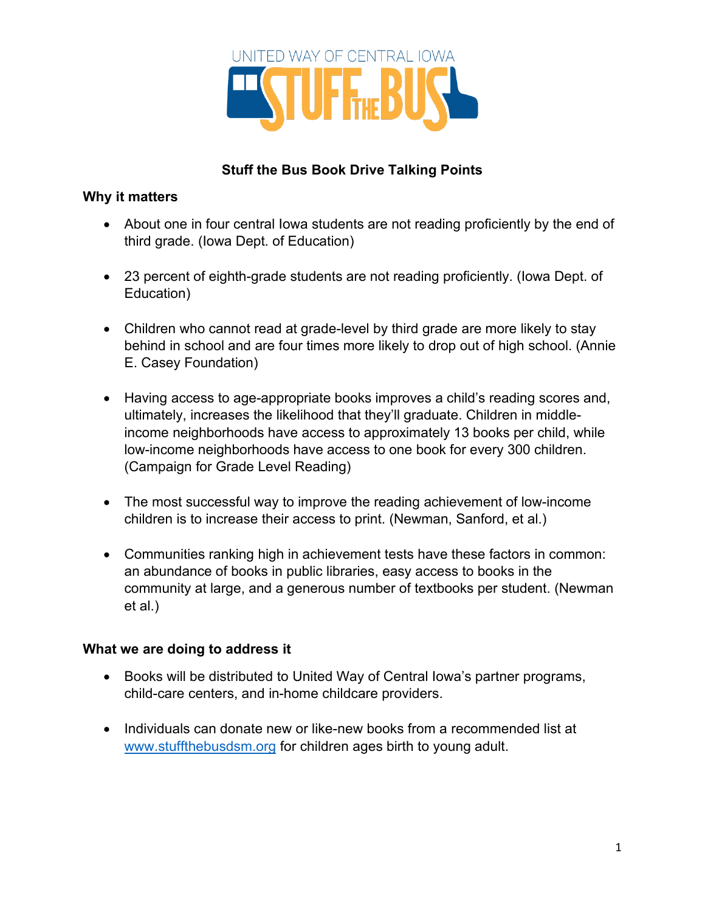UNITED WAY OF CENTRAL IOWA STUFF THE BUS

# Stuff the Bus Book Drive Talking Points

## Why it matters

- About one in four central Iowa students are not reading proficiently by the end of third grade. (Iowa Dept. of Education)
- 23 percent of eighth-grade students are not reading proficiently. (Iowa Dept. of Education)
- Children who cannot read at grade-level by third grade are more likely to stay behind in school and are four times more likely to drop out of high school. (Annie E. Casey Foundation)
- Having access to age-appropriate books improves a child's reading scores and, ultimately, increases the likelihood that they'll graduate. Children in middle-income neighborhoods have access to approximately 13 books per child, while low-income neighborhoods have access to one book for every 300 children. (Campaign for Grade Level Reading)
- The most successful way to improve the reading achievement of low-income children is to increase their access to print. (Newman, Sanford, et al.)
- Communities ranking high in achievement tests have these factors in common: an abundance of books in public libraries, easy access to books in the community at large, and a generous number of textbooks per student. (Newman et al.)

## What we are doing to address it

- Books will be distributed to United Way of Central Iowa's partner programs, child-care centers, and in-home childcare providers.
- Individuals can donate new or like-new books from a recommended list at [www.stuffthebusdsm.org](http://www.stuffthebusdsm.org) for children ages birth to young adult.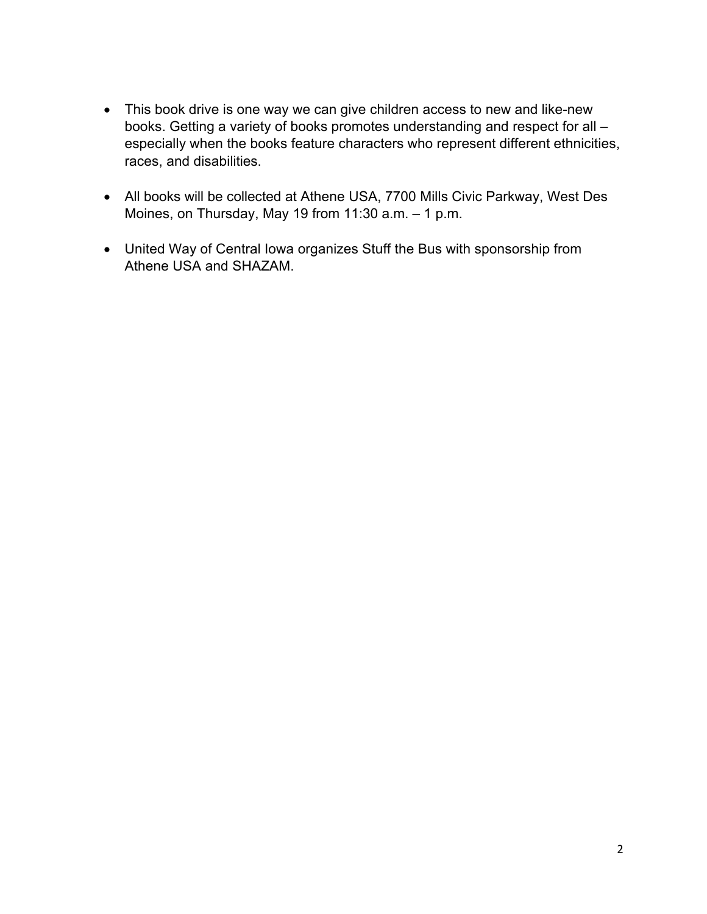- This book drive is one way we can give children access to new and like-new books. Getting a variety of books promotes understanding and respect for all – especially when the books feature characters who represent different ethnicities, races, and disabilities.

- All books will be collected at Athene USA, 7700 Mills Civic Parkway, West Des Moines, on Thursday, May 19 from 11:30 a.m. – 1 p.m.

- United Way of Central Iowa organizes Stuff the Bus with sponsorship from Athene USA and SHAZAM.